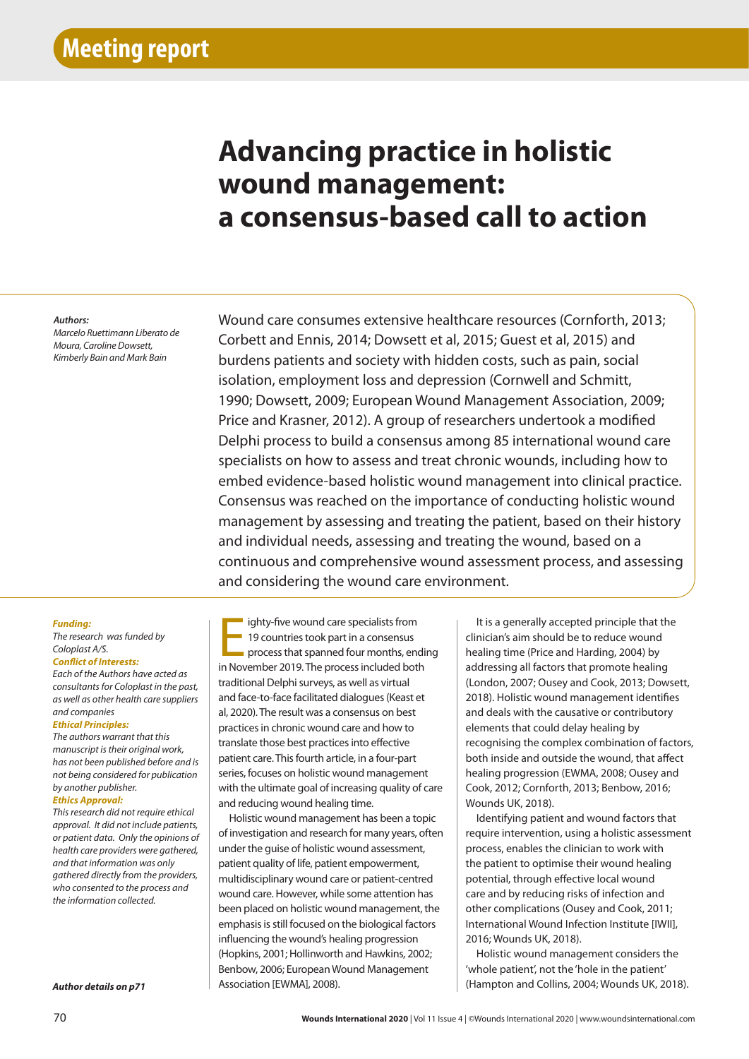Meeting report

# Advancing practice in holistic wound management: a consensus-based call to action

***Authors:***
*Marcelo Ruettimann Liberato de Moura, Caroline Dowsett, Kimberly Bain and Mark Bain*

Wound care consumes extensive healthcare resources (Cornforth, 2013; Corbett and Ennis, 2014; Dowsett et al, 2015; Guest et al, 2015) and burdens patients and society with hidden costs, such as pain, social isolation, employment loss and depression (Cornwell and Schmitt, 1990; Dowsett, 2009; European Wound Management Association, 2009; Price and Krasner, 2012). A group of researchers undertook a modified Delphi process to build a consensus among 85 international wound care specialists on how to assess and treat chronic wounds, including how to embed evidence-based holistic wound management into clinical practice. Consensus was reached on the importance of conducting holistic wound management by assessing and treating the patient, based on their history and individual needs, assessing and treating the wound, based on a continuous and comprehensive wound assessment process, and assessing and considering the wound care environment.

***Funding:***
*The research was funded by Coloplast A/S.*

***Conflict of Interests:***
*Each of the Authors have acted as consultants for Coloplast in the past, as well as other health care suppliers and companies*

***Ethical Principles:***
*The authors warrant that this manuscript is their original work, has not been published before and is not being considered for publication by another publisher.*

***Ethics Approval:***
*This research did not require ethical approval. It did not include patients, or patient data. Only the opinions of health care providers were gathered, and that information was only gathered directly from the providers, who consented to the process and the information collected.*

***Author details on p71***

Eighty-five wound care specialists from 19 countries took part in a consensus process that spanned four months, ending in November 2019. The process included both traditional Delphi surveys, as well as virtual and face-to-face facilitated dialogues (Keast et al, 2020). The result was a consensus on best practices in chronic wound care and how to translate those best practices into effective patient care. This fourth article, in a four-part series, focuses on holistic wound management with the ultimate goal of increasing quality of care and reducing wound healing time.

Holistic wound management has been a topic of investigation and research for many years, often under the guise of holistic wound assessment, patient quality of life, patient empowerment, multidisciplinary wound care or patient-centred wound care. However, while some attention has been placed on holistic wound management, the emphasis is still focused on the biological factors influencing the wound's healing progression (Hopkins, 2001; Hollinworth and Hawkins, 2002; Benbow, 2006; European Wound Management Association [EWMA], 2008).

It is a generally accepted principle that the clinician's aim should be to reduce wound healing time (Price and Harding, 2004) by addressing all factors that promote healing (London, 2007; Ousey and Cook, 2013; Dowsett, 2018). Holistic wound management identifies and deals with the causative or contributory elements that could delay healing by recognising the complex combination of factors, both inside and outside the wound, that affect healing progression (EWMA, 2008; Ousey and Cook, 2012; Cornforth, 2013; Benbow, 2016; Wounds UK, 2018).

Identifying patient and wound factors that require intervention, using a holistic assessment process, enables the clinician to work with the patient to optimise their wound healing potential, through effective local wound care and by reducing risks of infection and other complications (Ousey and Cook, 2011; International Wound Infection Institute [IWII], 2016; Wounds UK, 2018).

Holistic wound management considers the 'whole patient', not the 'hole in the patient' (Hampton and Collins, 2004; Wounds UK, 2018).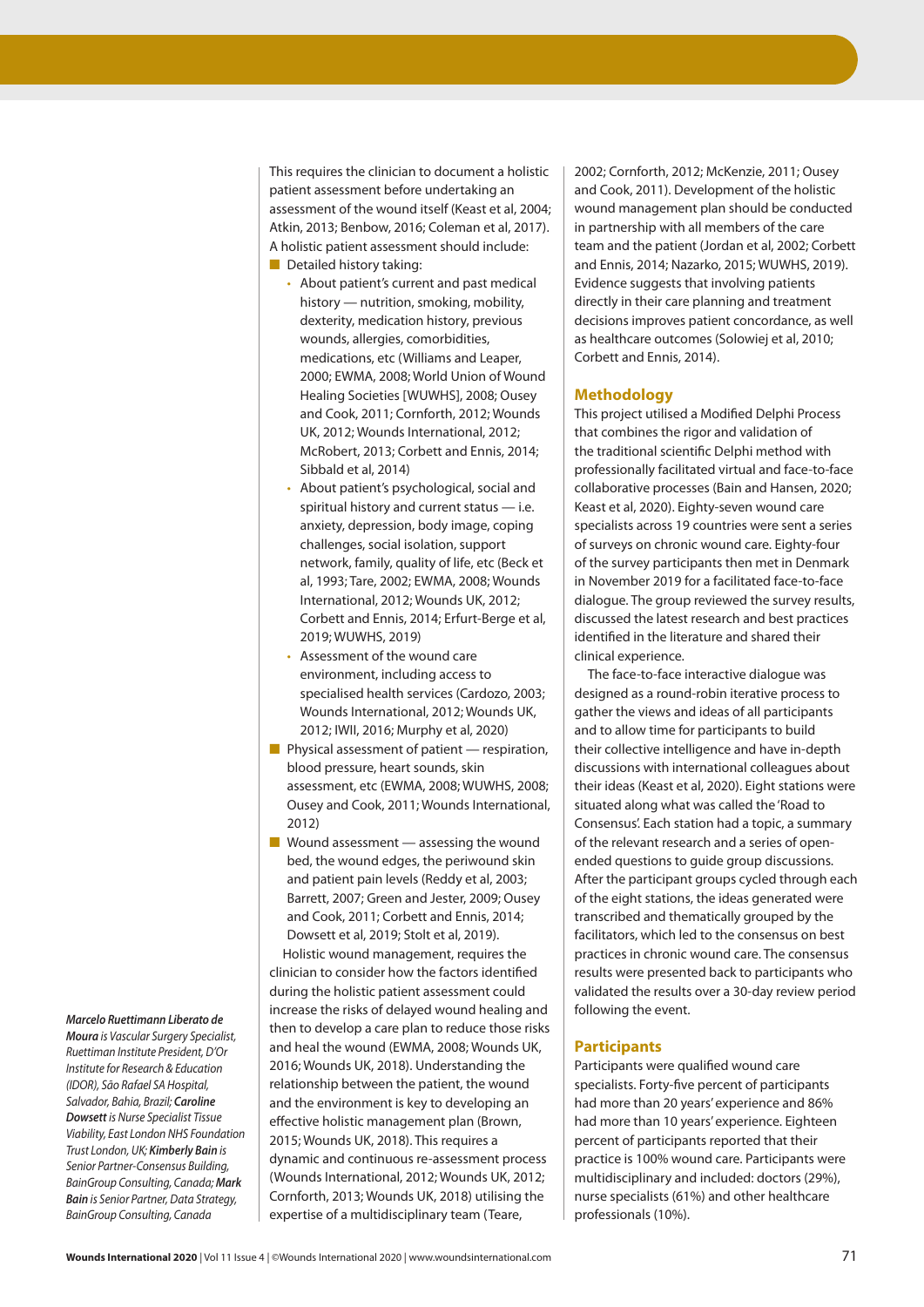This requires the clinician to document a holistic patient assessment before undertaking an assessment of the wound itself (Keast et al, 2004; Atkin, 2013; Benbow, 2016; Coleman et al, 2017). A holistic patient assessment should include:

- Detailed history taking:
  - About patient's current and past medical history — nutrition, smoking, mobility, dexterity, medication history, previous wounds, allergies, comorbidities, medications, etc (Williams and Leaper, 2000; EWMA, 2008; World Union of Wound Healing Societies [WUWHS], 2008; Ousey and Cook, 2011; Cornforth, 2012; Wounds UK, 2012; Wounds International, 2012; McRobert, 2013; Corbett and Ennis, 2014; Sibbald et al, 2014)
  - About patient's psychological, social and spiritual history and current status — i.e. anxiety, depression, body image, coping challenges, social isolation, support network, family, quality of life, etc (Beck et al, 1993; Tare, 2002; EWMA, 2008; Wounds International, 2012; Wounds UK, 2012; Corbett and Ennis, 2014; Erfurt-Berge et al, 2019; WUWHS, 2019)
  - Assessment of the wound care environment, including access to specialised health services (Cardozo, 2003; Wounds International, 2012; Wounds UK, 2012; IWII, 2016; Murphy et al, 2020)
- Physical assessment of patient — respiration, blood pressure, heart sounds, skin assessment, etc (EWMA, 2008; WUWHS, 2008; Ousey and Cook, 2011; Wounds International, 2012)
- Wound assessment — assessing the wound bed, the wound edges, the periwound skin and patient pain levels (Reddy et al, 2003; Barrett, 2007; Green and Jester, 2009; Ousey and Cook, 2011; Corbett and Ennis, 2014; Dowsett et al, 2019; Stolt et al, 2019).

Holistic wound management, requires the clinician to consider how the factors identified during the holistic patient assessment could increase the risks of delayed wound healing and then to develop a care plan to reduce those risks and heal the wound (EWMA, 2008; Wounds UK, 2016; Wounds UK, 2018). Understanding the relationship between the patient, the wound and the environment is key to developing an effective holistic management plan (Brown, 2015; Wounds UK, 2018). This requires a dynamic and continuous re-assessment process (Wounds International, 2012; Wounds UK, 2012; Cornforth, 2013; Wounds UK, 2018) utilising the expertise of a multidisciplinary team (Teare, 2002; Cornforth, 2012; McKenzie, 2011; Ousey and Cook, 2011). Development of the holistic wound management plan should be conducted in partnership with all members of the care team and the patient (Jordan et al, 2002; Corbett and Ennis, 2014; Nazarko, 2015; WUWHS, 2019). Evidence suggests that involving patients directly in their care planning and treatment decisions improves patient concordance, as well as healthcare outcomes (Solowiej et al, 2010; Corbett and Ennis, 2014).

## Methodology

This project utilised a Modified Delphi Process that combines the rigor and validation of the traditional scientific Delphi method with professionally facilitated virtual and face-to-face collaborative processes (Bain and Hansen, 2020; Keast et al, 2020). Eighty-seven wound care specialists across 19 countries were sent a series of surveys on chronic wound care. Eighty-four of the survey participants then met in Denmark in November 2019 for a facilitated face-to-face dialogue. The group reviewed the survey results, discussed the latest research and best practices identified in the literature and shared their clinical experience.

The face-to-face interactive dialogue was designed as a round-robin iterative process to gather the views and ideas of all participants and to allow time for participants to build their collective intelligence and have in-depth discussions with international colleagues about their ideas (Keast et al, 2020). Eight stations were situated along what was called the 'Road to Consensus'. Each station had a topic, a summary of the relevant research and a series of open-ended questions to guide group discussions. After the participant groups cycled through each of the eight stations, the ideas generated were transcribed and thematically grouped by the facilitators, which led to the consensus on best practices in chronic wound care. The consensus results were presented back to participants who validated the results over a 30-day review period following the event.

## Participants

Participants were qualified wound care specialists. Forty-five percent of participants had more than 20 years' experience and 86% had more than 10 years' experience. Eighteen percent of participants reported that their practice is 100% wound care. Participants were multidisciplinary and included: doctors (29%), nurse specialists (61%) and other healthcare professionals (10%).

***Marcelo Ruettimann Liberato de Moura** is Vascular Surgery Specialist, Ruettiman Institute President, D'Or Institute for Research & Education (IDOR), São Rafael SA Hospital, Salvador, Bahia, Brazil; **Caroline Dowsett** is Nurse Specialist Tissue Viability, East London NHS Foundation Trust London, UK; **Kimberly Bain** is Senior Partner-Consensus Building, BainGroup Consulting, Canada; **Mark Bain** is Senior Partner, Data Strategy, BainGroup Consulting, Canada*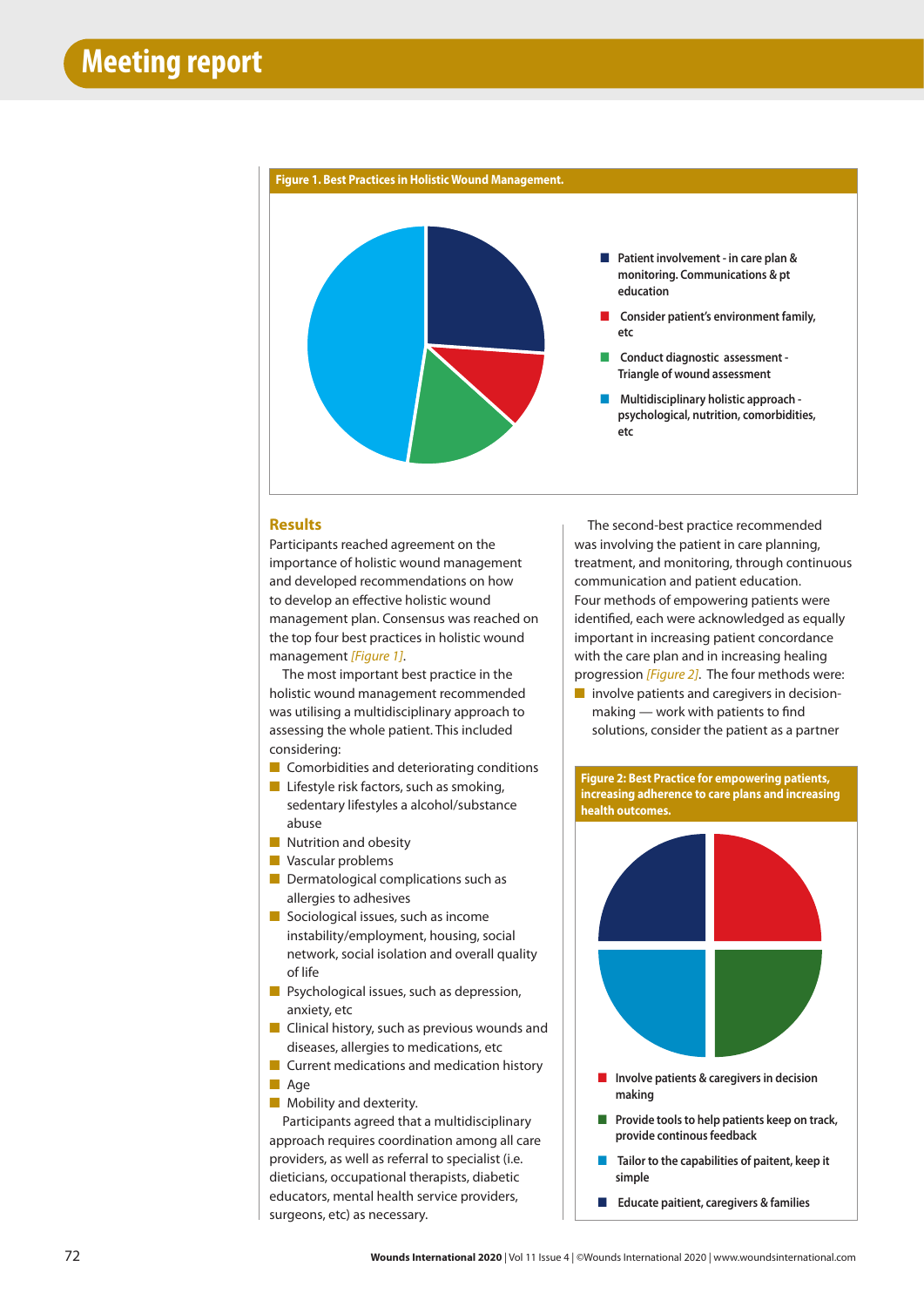**Figure 1. Best Practices in Holistic Wound Management.**

- Patient involvement - in care plan & monitoring. Communications & pt education
- Consider patient's environment family, etc
- Conduct diagnostic assessment - Triangle of wound assessment
- Multidisciplinary holistic approach - psychological, nutrition, comorbidities, etc

## Results

Participants reached agreement on the importance of holistic wound management and developed recommendations on how to develop an effective holistic wound management plan. Consensus was reached on the top four best practices in holistic wound management *[Figure 1]*.

The most important best practice in the holistic wound management recommended was utilising a multidisciplinary approach to assessing the whole patient. This included considering:

- Comorbidities and deteriorating conditions
- Lifestyle risk factors, such as smoking, sedentary lifestyles a alcohol/substance abuse
- Nutrition and obesity
- Vascular problems
- Dermatological complications such as allergies to adhesives
- Sociological issues, such as income instability/employment, housing, social network, social isolation and overall quality of life
- Psychological issues, such as depression, anxiety, etc
- Clinical history, such as previous wounds and diseases, allergies to medications, etc
- Current medications and medication history
- Age
- Mobility and dexterity.

Participants agreed that a multidisciplinary approach requires coordination among all care providers, as well as referral to specialist (i.e. dieticians, occupational therapists, diabetic educators, mental health service providers, surgeons, etc) as necessary.

The second-best practice recommended was involving the patient in care planning, treatment, and monitoring, through continuous communication and patient education. Four methods of empowering patients were identified, each were acknowledged as equally important in increasing patient concordance with the care plan and in increasing healing progression *[Figure 2]*. The four methods were:

- involve patients and caregivers in decision-making — work with patients to find solutions, consider the patient as a partner

**Figure 2: Best Practice for empowering patients, increasing adherence to care plans and increasing health outcomes.**

- Involve patients & caregivers in decision making
- Provide tools to help patients keep on track, provide continous feedback
- Tailor to the capabilities of paitent, keep it simple
- Educate paitient, caregivers & families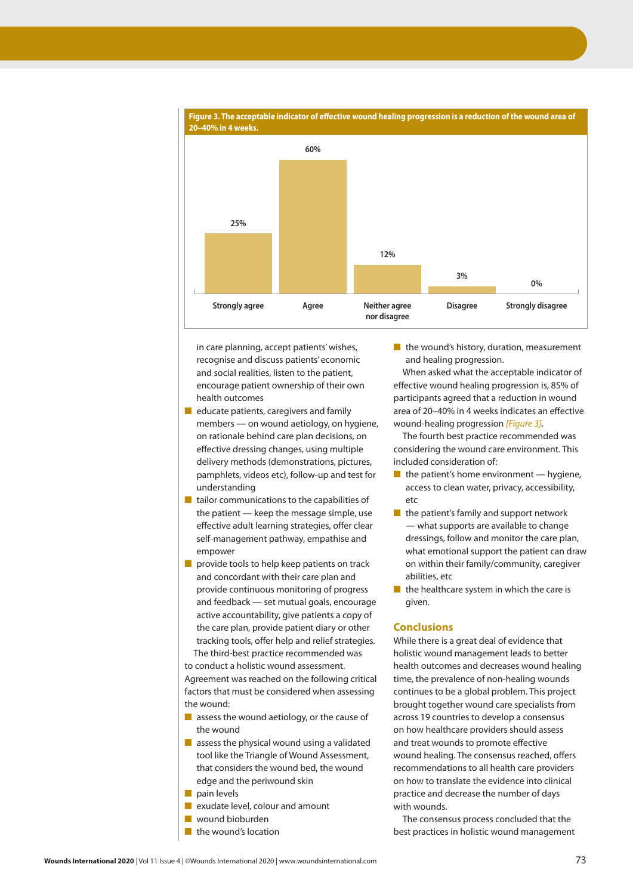**Figure 3. The acceptable indicator of effective wound healing progression is a reduction of the wound area of 20–40% in 4 weeks.**

| Strongly agree | Agree | Neither agree nor disagree | Disagree | Strongly disagree |
|---|---|---|---|---|
| 25% | 60% | 12% | 3% | 0% |

in care planning, accept patients' wishes, recognise and discuss patients' economic and social realities, listen to the patient, encourage patient ownership of their own health outcomes

- educate patients, caregivers and family members — on wound aetiology, on hygiene, on rationale behind care plan decisions, on effective dressing changes, using multiple delivery methods (demonstrations, pictures, pamphlets, videos etc), follow-up and test for understanding
- tailor communications to the capabilities of the patient — keep the message simple, use effective adult learning strategies, offer clear self-management pathway, empathise and empower
- provide tools to help keep patients on track and concordant with their care plan and provide continuous monitoring of progress and feedback — set mutual goals, encourage active accountability, give patients a copy of the care plan, provide patient diary or other tracking tools, offer help and relief strategies.

The third-best practice recommended was to conduct a holistic wound assessment. Agreement was reached on the following critical factors that must be considered when assessing the wound:

- assess the wound aetiology, or the cause of the wound
- assess the physical wound using a validated tool like the Triangle of Wound Assessment, that considers the wound bed, the wound edge and the periwound skin
- pain levels
- exudate level, colour and amount
- wound bioburden
- the wound's location
- the wound's history, duration, measurement and healing progression.

When asked what the acceptable indicator of effective wound healing progression is, 85% of participants agreed that a reduction in wound area of 20–40% in 4 weeks indicates an effective wound-healing progression *[Figure 3]*.

The fourth best practice recommended was considering the wound care environment. This included consideration of:

- the patient's home environment — hygiene, access to clean water, privacy, accessibility, etc
- the patient's family and support network — what supports are available to change dressings, follow and monitor the care plan, what emotional support the patient can draw on within their family/community, caregiver abilities, etc
- the healthcare system in which the care is given.

## Conclusions

While there is a great deal of evidence that holistic wound management leads to better health outcomes and decreases wound healing time, the prevalence of non-healing wounds continues to be a global problem. This project brought together wound care specialists from across 19 countries to develop a consensus on how healthcare providers should assess and treat wounds to promote effective wound healing. The consensus reached, offers recommendations to all health care providers on how to translate the evidence into clinical practice and decrease the number of days with wounds.

The consensus process concluded that the best practices in holistic wound management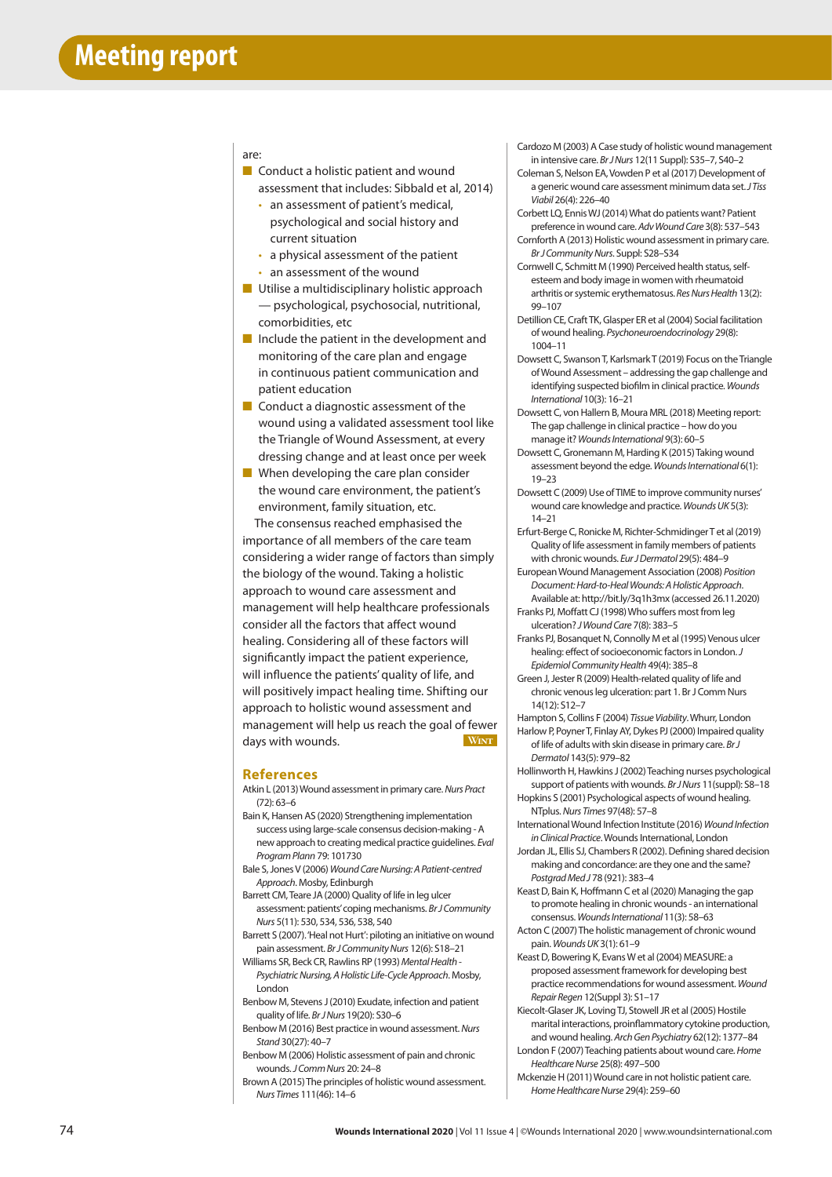are:

- Conduct a holistic patient and wound assessment that includes: Sibbald et al, 2014)
  - an assessment of patient's medical, psychological and social history and current situation
  - a physical assessment of the patient
  - an assessment of the wound
- Utilise a multidisciplinary holistic approach — psychological, psychosocial, nutritional, comorbidities, etc
- Include the patient in the development and monitoring of the care plan and engage in continuous patient communication and patient education
- Conduct a diagnostic assessment of the wound using a validated assessment tool like the Triangle of Wound Assessment, at every dressing change and at least once per week
- When developing the care plan consider the wound care environment, the patient's environment, family situation, etc.

The consensus reached emphasised the importance of all members of the care team considering a wider range of factors than simply the biology of the wound. Taking a holistic approach to wound care assessment and management will help healthcare professionals consider all the factors that affect wound healing. Considering all of these factors will significantly impact the patient experience, will influence the patients' quality of life, and will positively impact healing time. Shifting our approach to holistic wound assessment and management will help us reach the goal of fewer days with wounds. WINT

## References

Atkin L (2013) Wound assessment in primary care. *Nurs Pract* (72): 63–6

Bain K, Hansen AS (2020) Strengthening implementation success using large-scale consensus decision-making - A new approach to creating medical practice guidelines. *Eval Program Plann* 79: 101730

Bale S, Jones V (2006) *Wound Care Nursing: A Patient-centred Approach*. Mosby, Edinburgh

Barrett CM, Teare JA (2000) Quality of life in leg ulcer assessment: patients' coping mechanisms. *Br J Community Nurs* 5(11): 530, 534, 536, 538, 540

Barrett S (2007). 'Heal not Hurt': piloting an initiative on wound pain assessment. *Br J Community Nurs* 12(6): S18–21

Williams SR, Beck CR, Rawlins RP (1993) *Mental Health - Psychiatric Nursing, A Holistic Life-Cycle Approach*. Mosby, London

Benbow M, Stevens J (2010) Exudate, infection and patient quality of life. *Br J Nurs* 19(20): S30–6

Benbow M (2016) Best practice in wound assessment. *Nurs Stand* 30(27): 40–7

Benbow M (2006) Holistic assessment of pain and chronic wounds. *J Comm Nurs* 20: 24–8

Brown A (2015) The principles of holistic wound assessment. *Nurs Times* 111(46): 14–6

Cardozo M (2003) A Case study of holistic wound management in intensive care. *Br J Nurs* 12(11 Suppl): S35–7, S40–2

Coleman S, Nelson EA, Vowden P et al (2017) Development of a generic wound care assessment minimum data set. *J Tiss Viabil* 26(4): 226–40

Corbett LQ, Ennis WJ (2014) What do patients want? Patient preference in wound care. *Adv Wound Care* 3(8): 537–543

Cornforth A (2013) Holistic wound assessment in primary care. *Br J Community Nurs*. Suppl: S28–S34

Cornwell C, Schmitt M (1990) Perceived health status, self-esteem and body image in women with rheumatoid arthritis or systemic erythematosus. *Res Nurs Health* 13(2): 99–107

Detillion CE, Craft TK, Glasper ER et al (2004) Social facilitation of wound healing. *Psychoneuroendocrinology* 29(8): 1004–11

Dowsett C, Swanson T, Karlsmark T (2019) Focus on the Triangle of Wound Assessment – addressing the gap challenge and identifying suspected biofilm in clinical practice. *Wounds International* 10(3): 16–21

Dowsett C, von Hallern B, Moura MRL (2018) Meeting report: The gap challenge in clinical practice – how do you manage it? *Wounds International* 9(3): 60–5

Dowsett C, Gronemann M, Harding K (2015) Taking wound assessment beyond the edge. *Wounds International* 6(1): 19–23

Dowsett C (2009) Use of TIME to improve community nurses' wound care knowledge and practice. *Wounds UK* 5(3): 14–21

Erfurt-Berge C, Ronicke M, Richter-Schmidinger T et al (2019) Quality of life assessment in family members of patients with chronic wounds. *Eur J Dermatol* 29(5): 484–9

European Wound Management Association (2008) *Position Document: Hard-to-Heal Wounds: A Holistic Approach*. Available at: http://bit.ly/3q1h3mx (accessed 26.11.2020)

Franks PJ, Moffatt CJ (1998) Who suffers most from leg ulceration? *J Wound Care* 7(8): 383–5

Franks PJ, Bosanquet N, Connolly M et al (1995) Venous ulcer healing: effect of socioeconomic factors in London. *J Epidemiol Community Health* 49(4): 385–8

Green J, Jester R (2009) Health-related quality of life and chronic venous leg ulceration: part 1. Br J Comm Nurs 14(12): S12–7

Hampton S, Collins F (2004) *Tissue Viability*. Whurr, London

Harlow P, Poyner T, Finlay AY, Dykes PJ (2000) Impaired quality of life of adults with skin disease in primary care. *Br J Dermatol* 143(5): 979–82

Hollinworth H, Hawkins J (2002) Teaching nurses psychological support of patients with wounds. *Br J Nurs* 11(suppl): S8–18

Hopkins S (2001) Psychological aspects of wound healing. NTplus. *Nurs Times* 97(48): 57–8

International Wound Infection Institute (2016) *Wound Infection in Clinical Practice*. Wounds International, London

Jordan JL, Ellis SJ, Chambers R (2002). Defining shared decision making and concordance: are they one and the same? *Postgrad Med J* 78 (921): 383–4

Keast D, Bain K, Hoffmann C et al (2020) Managing the gap to promote healing in chronic wounds - an international consensus. *Wounds International* 11(3): 58–63

Acton C (2007) The holistic management of chronic wound pain. *Wounds UK* 3(1): 61–9

Keast D, Bowering K, Evans W et al (2004) MEASURE: a proposed assessment framework for developing best practice recommendations for wound assessment. *Wound Repair Regen* 12(Suppl 3): S1–17

Kiecolt-Glaser JK, Loving TJ, Stowell JR et al (2005) Hostile marital interactions, proinflammatory cytokine production, and wound healing. *Arch Gen Psychiatry* 62(12): 1377–84

London F (2007) Teaching patients about wound care. *Home Healthcare Nurse* 25(8): 497–500

Mckenzie H (2011) Wound care in not holistic patient care. *Home Healthcare Nurse* 29(4): 259–60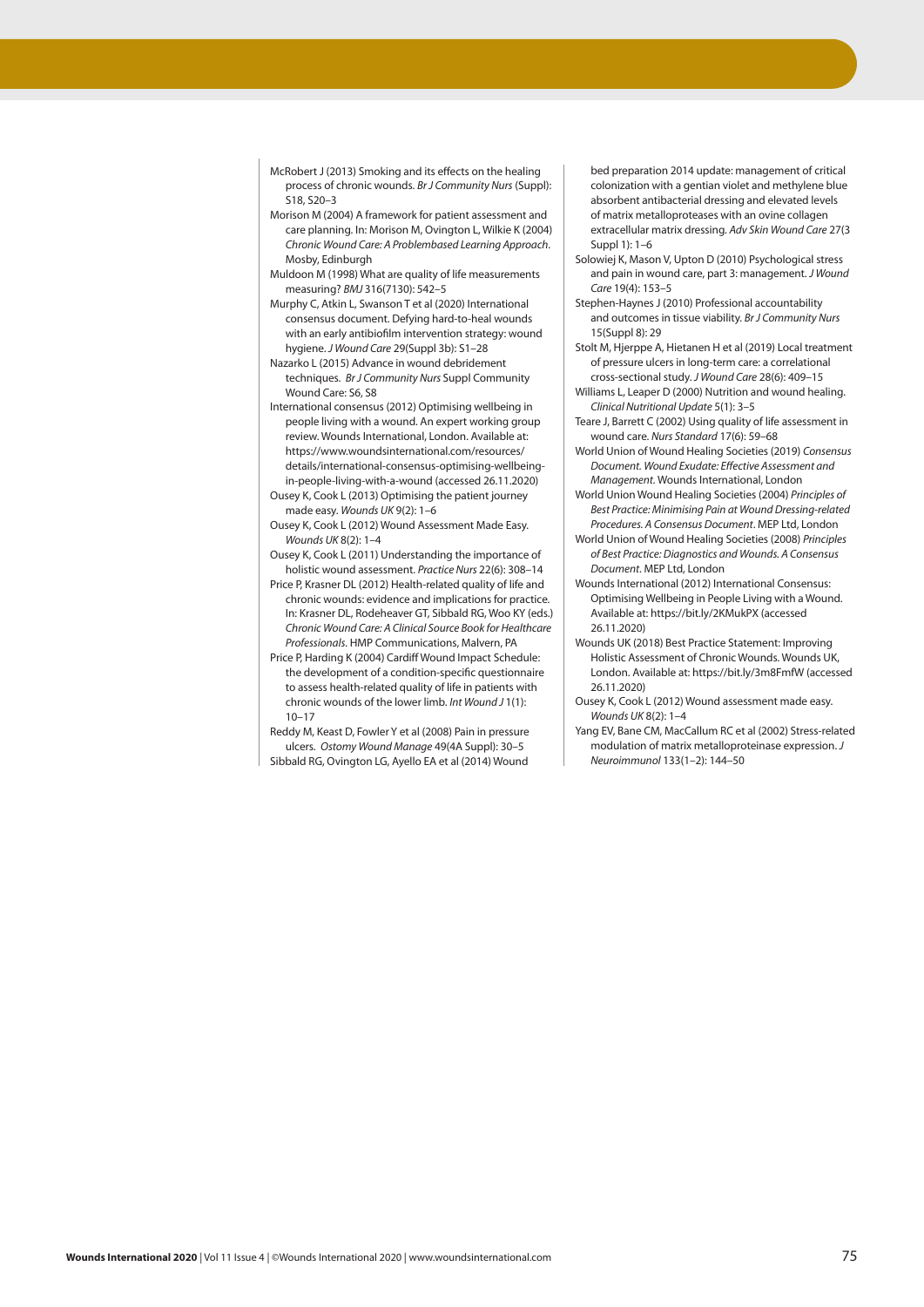McRobert J (2013) Smoking and its effects on the healing process of chronic wounds. *Br J Community Nurs* (Suppl): S18, S20–3

Morison M (2004) A framework for patient assessment and care planning. In: Morison M, Ovington L, Wilkie K (2004) *Chronic Wound Care: A Problembased Learning Approach*. Mosby, Edinburgh

Muldoon M (1998) What are quality of life measurements measuring? *BMJ* 316(7130): 542–5

Murphy C, Atkin L, Swanson T et al (2020) International consensus document. Defying hard-to-heal wounds with an early antibiofilm intervention strategy: wound hygiene. *J Wound Care* 29(Suppl 3b): S1–28

Nazarko L (2015) Advance in wound debridement techniques. *Br J Community Nurs* Suppl Community Wound Care: S6, S8

International consensus (2012) Optimising wellbeing in people living with a wound. An expert working group review. Wounds International, London. Available at: https://www.woundsinternational.com/resources/details/international-consensus-optimising-wellbeing-in-people-living-with-a-wound (accessed 26.11.2020)

Ousey K, Cook L (2013) Optimising the patient journey made easy. *Wounds UK* 9(2): 1–6

Ousey K, Cook L (2012) Wound Assessment Made Easy. *Wounds UK* 8(2): 1–4

Ousey K, Cook L (2011) Understanding the importance of holistic wound assessment. *Practice Nurs* 22(6): 308–14

Price P, Krasner DL (2012) Health-related quality of life and chronic wounds: evidence and implications for practice. In: Krasner DL, Rodeheaver GT, Sibbald RG, Woo KY (eds.) *Chronic Wound Care: A Clinical Source Book for Healthcare Professionals*. HMP Communications, Malvern, PA

Price P, Harding K (2004) Cardiff Wound Impact Schedule: the development of a condition-specific questionnaire to assess health-related quality of life in patients with chronic wounds of the lower limb. *Int Wound J* 1(1): 10–17

Reddy M, Keast D, Fowler Y et al (2008) Pain in pressure ulcers. *Ostomy Wound Manage* 49(4A Suppl): 30–5

Sibbald RG, Ovington LG, Ayello EA et al (2014) Wound bed preparation 2014 update: management of critical colonization with a gentian violet and methylene blue absorbent antibacterial dressing and elevated levels of matrix metalloproteases with an ovine collagen extracellular matrix dressing. *Adv Skin Wound Care* 27(3 Suppl 1): 1–6

Solowiej K, Mason V, Upton D (2010) Psychological stress and pain in wound care, part 3: management. *J Wound Care* 19(4): 153–5

Stephen-Haynes J (2010) Professional accountability and outcomes in tissue viability. *Br J Community Nurs* 15(Suppl 8): 29

Stolt M, Hjerppe A, Hietanen H et al (2019) Local treatment of pressure ulcers in long-term care: a correlational cross-sectional study. *J Wound Care* 28(6): 409–15

Williams L, Leaper D (2000) Nutrition and wound healing. *Clinical Nutritional Update* 5(1): 3–5

Teare J, Barrett C (2002) Using quality of life assessment in wound care. *Nurs Standard* 17(6): 59–68

World Union of Wound Healing Societies (2019) *Consensus Document. Wound Exudate: Effective Assessment and Management*. Wounds International, London

World Union Wound Healing Societies (2004) *Principles of Best Practice: Minimising Pain at Wound Dressing-related Procedures. A Consensus Document*. MEP Ltd, London

World Union of Wound Healing Societies (2008) *Principles of Best Practice: Diagnostics and Wounds. A Consensus Document*. MEP Ltd, London

Wounds International (2012) International Consensus: Optimising Wellbeing in People Living with a Wound. Available at: https://bit.ly/2KMukPX (accessed 26.11.2020)

Wounds UK (2018) Best Practice Statement: Improving Holistic Assessment of Chronic Wounds. Wounds UK, London. Available at: https://bit.ly/3m8FmfW (accessed 26.11.2020)

Ousey K, Cook L (2012) Wound assessment made easy. *Wounds UK* 8(2): 1–4

Yang EV, Bane CM, MacCallum RC et al (2002) Stress-related modulation of matrix metalloproteinase expression. *J Neuroimmunol* 133(1–2): 144–50